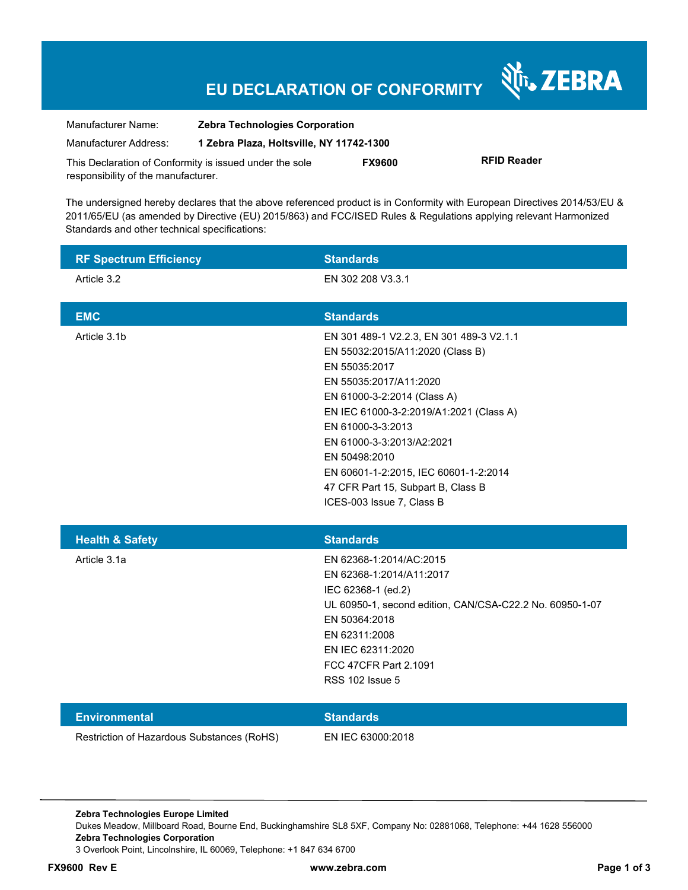# EU DECLARATION OF CONFORMITY

ZEBRA

| | |
|---|---|
| Manufacturer Name: | **Zebra Technologies Corporation** |
| Manufacturer Address: | **1 Zebra Plaza, Holtsville, NY 11742-1300** |

This Declaration of Conformity is issued under the sole responsibility of the manufacturer. **FX9600** **RFID Reader**

The undersigned hereby declares that the above referenced product is in Conformity with European Directives 2014/53/EU & 2011/65/EU (as amended by Directive (EU) 2015/863) and FCC/ISED Rules & Regulations applying relevant Harmonized Standards and other technical specifications:

| RF Spectrum Efficiency | Standards |
|---|---|
| Article 3.2 | EN 302 208 V3.3.1 |

| EMC | Standards |
|---|---|
| Article 3.1b | EN 301 489-1 V2.2.3, EN 301 489-3 V2.1.1<br>EN 55032:2015/A11:2020 (Class B)<br>EN 55035:2017<br>EN 55035:2017/A11:2020<br>EN 61000-3-2:2014 (Class A)<br>EN IEC 61000-3-2:2019/A1:2021 (Class A)<br>EN 61000-3-3:2013<br>EN 61000-3-3:2013/A2:2021<br>EN 50498:2010<br>EN 60601-1-2:2015, IEC 60601-1-2:2014<br>47 CFR Part 15, Subpart B, Class B<br>ICES-003 Issue 7, Class B |

| Health & Safety | Standards |
|---|---|
| Article 3.1a | EN 62368-1:2014/AC:2015<br>EN 62368-1:2014/A11:2017<br>IEC 62368-1 (ed.2)<br>UL 60950-1, second edition, CAN/CSA-C22.2 No. 60950-1-07<br>EN 50364:2018<br>EN 62311:2008<br>EN IEC 62311:2020<br>FCC 47CFR Part 2.1091<br>RSS 102 Issue 5 |

| Environmental | Standards |
|---|---|
| Restriction of Hazardous Substances (RoHS) | EN IEC 63000:2018 |

**Zebra Technologies Europe Limited**
Dukes Meadow, Millboard Road, Bourne End, Buckinghamshire SL8 5XF, Company No: 02881068, Telephone: +44 1628 556000
**Zebra Technologies Corporation**
3 Overlook Point, Lincolnshire, IL 60069, Telephone: +1 847 634 6700

**FX9600 Rev E** **www.zebra.com**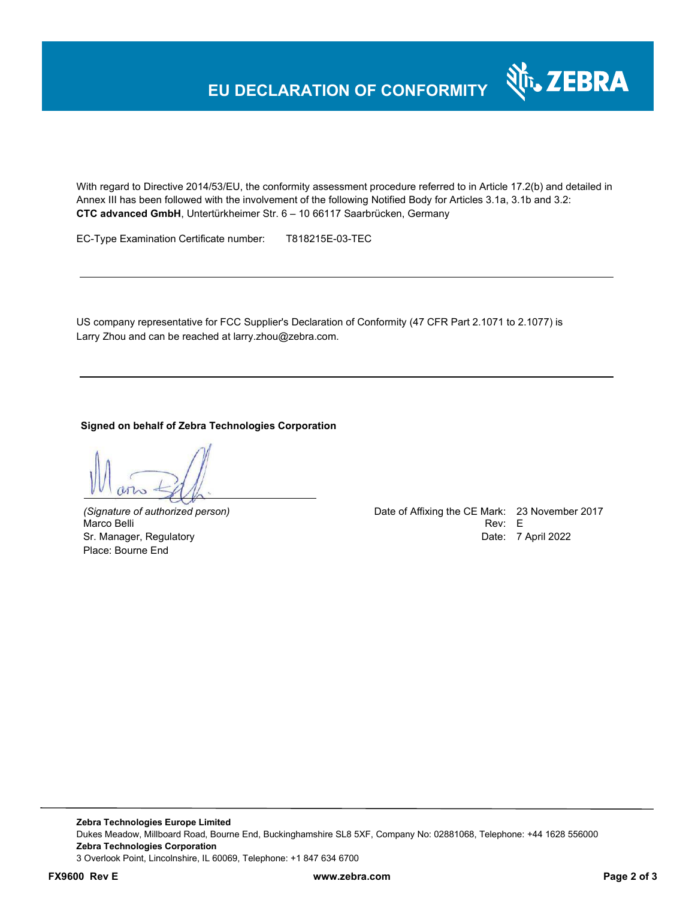# EU DECLARATION OF CONFORMITY

With regard to Directive 2014/53/EU, the conformity assessment procedure referred to in Article 17.2(b) and detailed in Annex III has been followed with the involvement of the following Notified Body for Articles 3.1a, 3.1b and 3.2:
**CTC advanced GmbH**, Untertürkheimer Str. 6 – 10 66117 Saarbrücken, Germany

EC-Type Examination Certificate number: T818215E-03-TEC

---

US company representative for FCC Supplier's Declaration of Conformity (47 CFR Part 2.1071 to 2.1077) is Larry Zhou and can be reached at larry.zhou@zebra.com.

---

**Signed on behalf of Zebra Technologies Corporation**

*(Signature of authorized person)*
Marco Belli
Sr. Manager, Regulatory
Place: Bourne End

Date of Affixing the CE Mark: 23 November 2017
Rev: E
Date: 7 April 2022

**Zebra Technologies Europe Limited**
Dukes Meadow, Millboard Road, Bourne End, Buckinghamshire SL8 5XF, Company No: 02881068, Telephone: +44 1628 556000
**Zebra Technologies Corporation**
3 Overlook Point, Lincolnshire, IL 60069, Telephone: +1 847 634 6700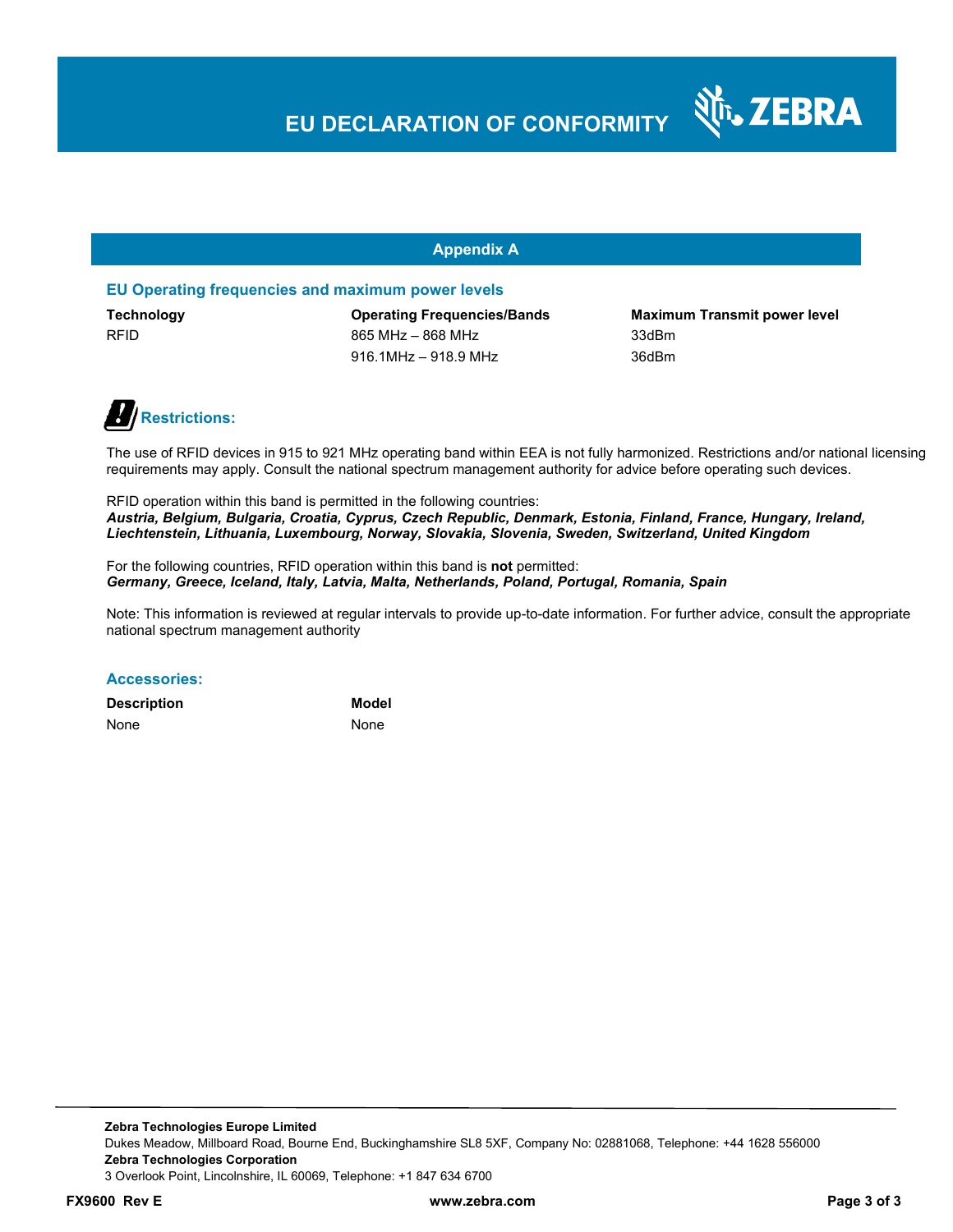# EU DECLARATION OF CONFORMITY

## Appendix A

### EU Operating frequencies and maximum power levels

| Technology | Operating Frequencies/Bands | Maximum Transmit power level |
| --- | --- | --- |
| RFID | 865 MHz – 868 MHz | 33dBm |
| | 916.1MHz – 918.9 MHz | 36dBm |

### Restrictions:

The use of RFID devices in 915 to 921 MHz operating band within EEA is not fully harmonized. Restrictions and/or national licensing requirements may apply. Consult the national spectrum management authority for advice before operating such devices.

RFID operation within this band is permitted in the following countries:
***Austria, Belgium, Bulgaria, Croatia, Cyprus, Czech Republic, Denmark, Estonia, Finland, France, Hungary, Ireland, Liechtenstein, Lithuania, Luxembourg, Norway, Slovakia, Slovenia, Sweden, Switzerland, United Kingdom***

For the following countries, RFID operation within this band is **not** permitted:
***Germany, Greece, Iceland, Italy, Latvia, Malta, Netherlands, Poland, Portugal, Romania, Spain***

Note: This information is reviewed at regular intervals to provide up-to-date information. For further advice, consult the appropriate national spectrum management authority

### Accessories:

| Description | Model |
| --- | --- |
| None | None |

**Zebra Technologies Europe Limited**
Dukes Meadow, Millboard Road, Bourne End, Buckinghamshire SL8 5XF, Company No: 02881068, Telephone: +44 1628 556000
**Zebra Technologies Corporation**
3 Overlook Point, Lincolnshire, IL 60069, Telephone: +1 847 634 6700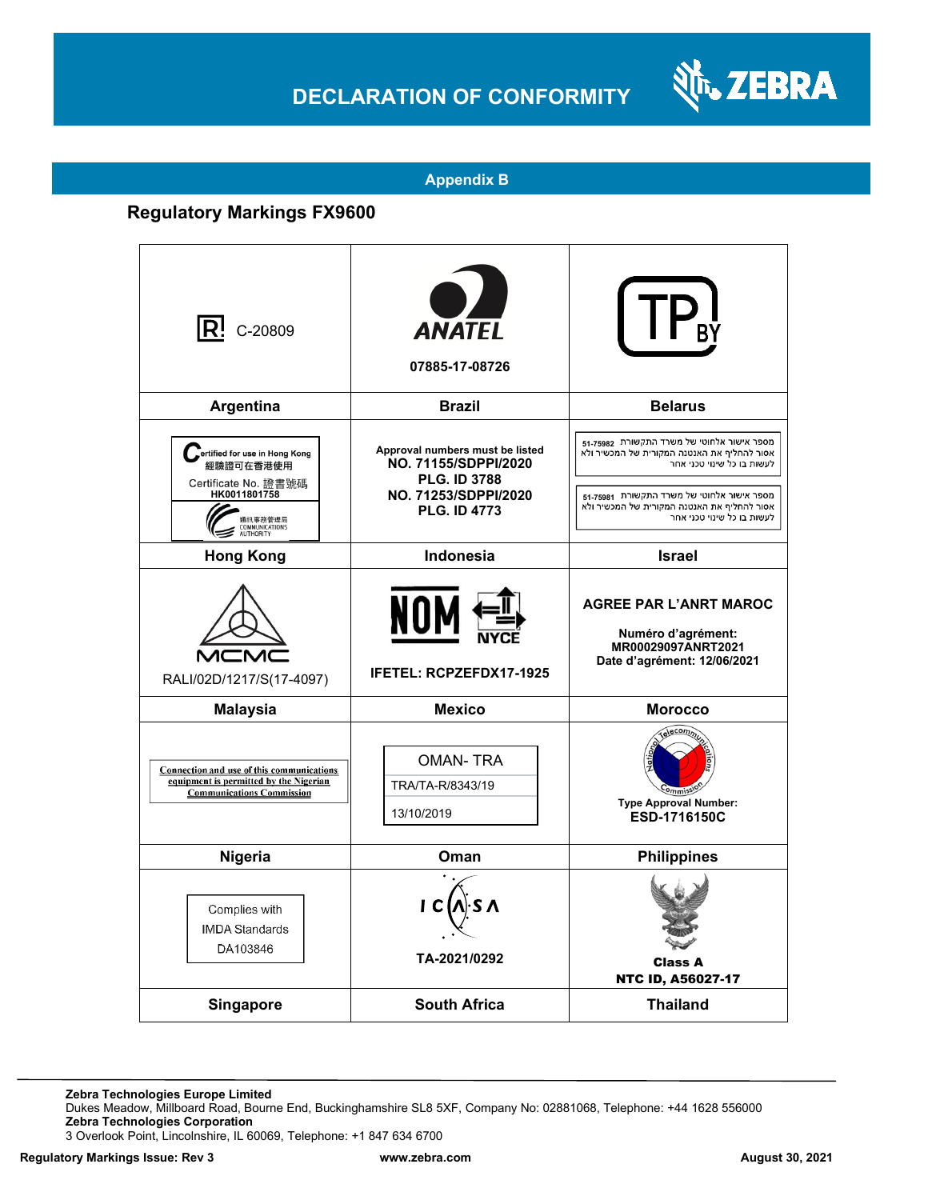## Appendix B

### Regulatory Markings FX9600

| | | |
|---|---|---|
| R C-20809 | ANATEL 07885-17-08726 | TP BY |
| **Argentina** | **Brazil** | **Belarus** |
| Certified for use in Hong Kong 經驗證可在香港使用 Certificate No. 證書號碼 HK0011801758 通訊事務管理局 COMMUNICATIONS AUTHORITY | Approval numbers must be listed **NO. 71155/SDPPI/2020 PLG. ID 3788 NO. 71253/SDPPI/2020 PLG. ID 4773** | מספר אישור אלחוטי של משרד התקשורת 51-75982 אסור להחליף את האנטנה המקורית של המכשיר ולא לעשות בו כל שינוי טכני אחר<br>מספר אישור אלחוטי של משרד התקשורת 51-75981 אסור להחליף את האנטנה המקורית של המכשיר ולא לעשות בו כל שינוי טכני אחר |
| **Hong Kong** | **Indonesia** | **Israel** |
| MCMC RALI/02D/1217/S(17-4097) | NOM NYCE **IFETEL: RCPZEFDX17-1925** | **AGREE PAR L'ANRT MAROC**<br>**Numéro d'agrément: MR00029097ANRT2021 Date d'agrément: 12/06/2021** |
| **Malaysia** | **Mexico** | **Morocco** |
| Connection and use of this communications equipment is permitted by the Nigerian Communications Commission | OMAN- TRA TRA/TA-R/8343/19 13/10/2019 | National Telecommunications Commission **Type Approval Number: ESD-1716150C** |
| **Nigeria** | **Oman** | **Philippines** |
| Complies with IMDA Standards DA103846 | ICASA **TA-2021/0292** | **Class A NTC ID, A56027-17** |
| **Singapore** | **South Africa** | **Thailand** |

**Zebra Technologies Europe Limited**
Dukes Meadow, Millboard Road, Bourne End, Buckinghamshire SL8 5XF, Company No: 02881068, Telephone: +44 1628 556000
**Zebra Technologies Corporation**
3 Overlook Point, Lincolnshire, IL 60069, Telephone: +1 847 634 6700

**Regulatory Markings Issue: Rev 3** **www.zebra.com** **August 30, 2021**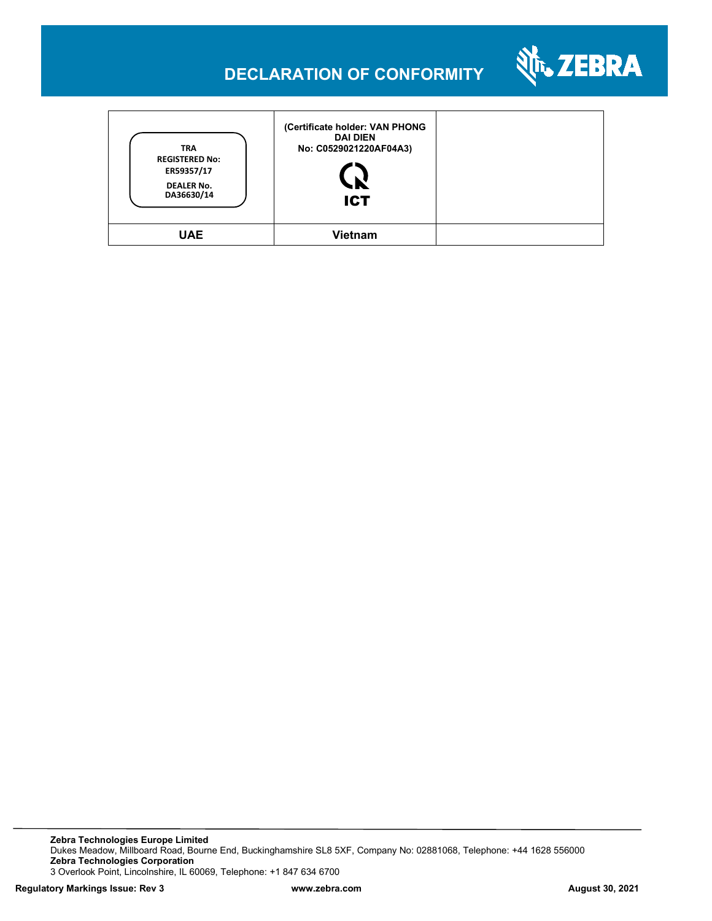# DECLARATION OF CONFORMITY

| | | |
|---|---|---|
| TRA<br>REGISTERED No:<br>ER59357/17<br>DEALER No.<br>DA36630/14 | **(Certificate holder: VAN PHONG DAI DIEN No: C0529021220AF04A3)**<br>ICT | |
| **UAE** | **Vietnam** | |

**Zebra Technologies Europe Limited**
Dukes Meadow, Millboard Road, Bourne End, Buckinghamshire SL8 5XF, Company No: 02881068, Telephone: +44 1628 556000
**Zebra Technologies Corporation**
3 Overlook Point, Lincolnshire, IL 60069, Telephone: +1 847 634 6700

**Regulatory Markings Issue: Rev 3** **www.zebra.com** **August 30, 2021**